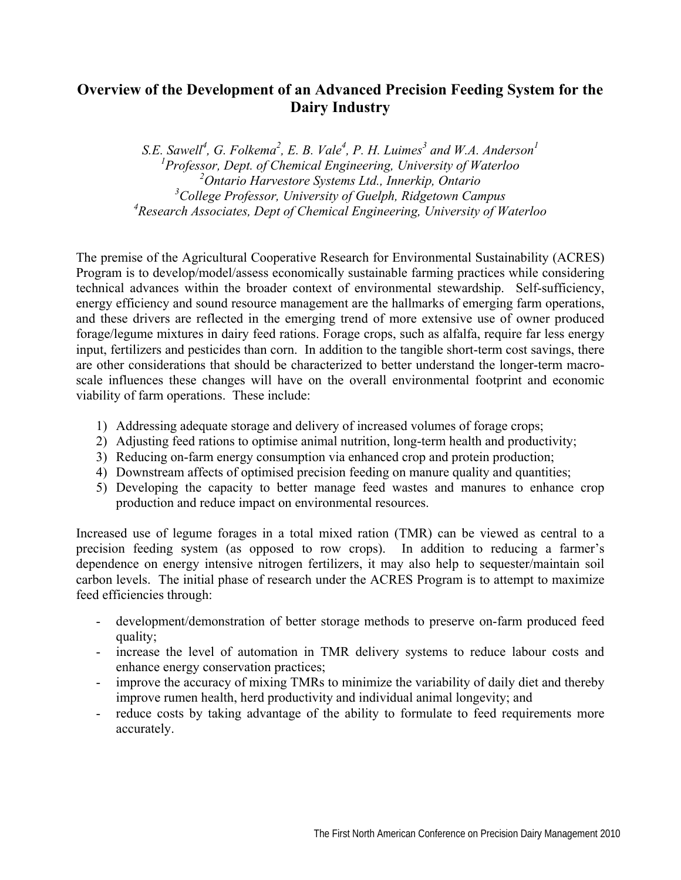# Overview of the Development of an Advanced Precision Feeding System for the Dairy Industry

*S.E. Sawell[4], G. Folkema[2], E. B. Vale[4], P. H. Luimes[3] and W.A. Anderson[1]*
*[1]Professor, Dept. of Chemical Engineering, University of Waterloo*
*[2]Ontario Harvestore Systems Ltd., Innerkip, Ontario*
*[3]College Professor, University of Guelph, Ridgetown Campus*
*[4]Research Associates, Dept of Chemical Engineering, University of Waterloo*

The premise of the Agricultural Cooperative Research for Environmental Sustainability (ACRES) Program is to develop/model/assess economically sustainable farming practices while considering technical advances within the broader context of environmental stewardship. Self-sufficiency, energy efficiency and sound resource management are the hallmarks of emerging farm operations, and these drivers are reflected in the emerging trend of more extensive use of owner produced forage/legume mixtures in dairy feed rations. Forage crops, such as alfalfa, require far less energy input, fertilizers and pesticides than corn. In addition to the tangible short-term cost savings, there are other considerations that should be characterized to better understand the longer-term macro-scale influences these changes will have on the overall environmental footprint and economic viability of farm operations. These include:

1) Addressing adequate storage and delivery of increased volumes of forage crops;
2) Adjusting feed rations to optimise animal nutrition, long-term health and productivity;
3) Reducing on-farm energy consumption via enhanced crop and protein production;
4) Downstream affects of optimised precision feeding on manure quality and quantities;
5) Developing the capacity to better manage feed wastes and manures to enhance crop production and reduce impact on environmental resources.

Increased use of legume forages in a total mixed ration (TMR) can be viewed as central to a precision feeding system (as opposed to row crops). In addition to reducing a farmer's dependence on energy intensive nitrogen fertilizers, it may also help to sequester/maintain soil carbon levels. The initial phase of research under the ACRES Program is to attempt to maximize feed efficiencies through:

- development/demonstration of better storage methods to preserve on-farm produced feed quality;
- increase the level of automation in TMR delivery systems to reduce labour costs and enhance energy conservation practices;
- improve the accuracy of mixing TMRs to minimize the variability of daily diet and thereby improve rumen health, herd productivity and individual animal longevity; and
- reduce costs by taking advantage of the ability to formulate to feed requirements more accurately.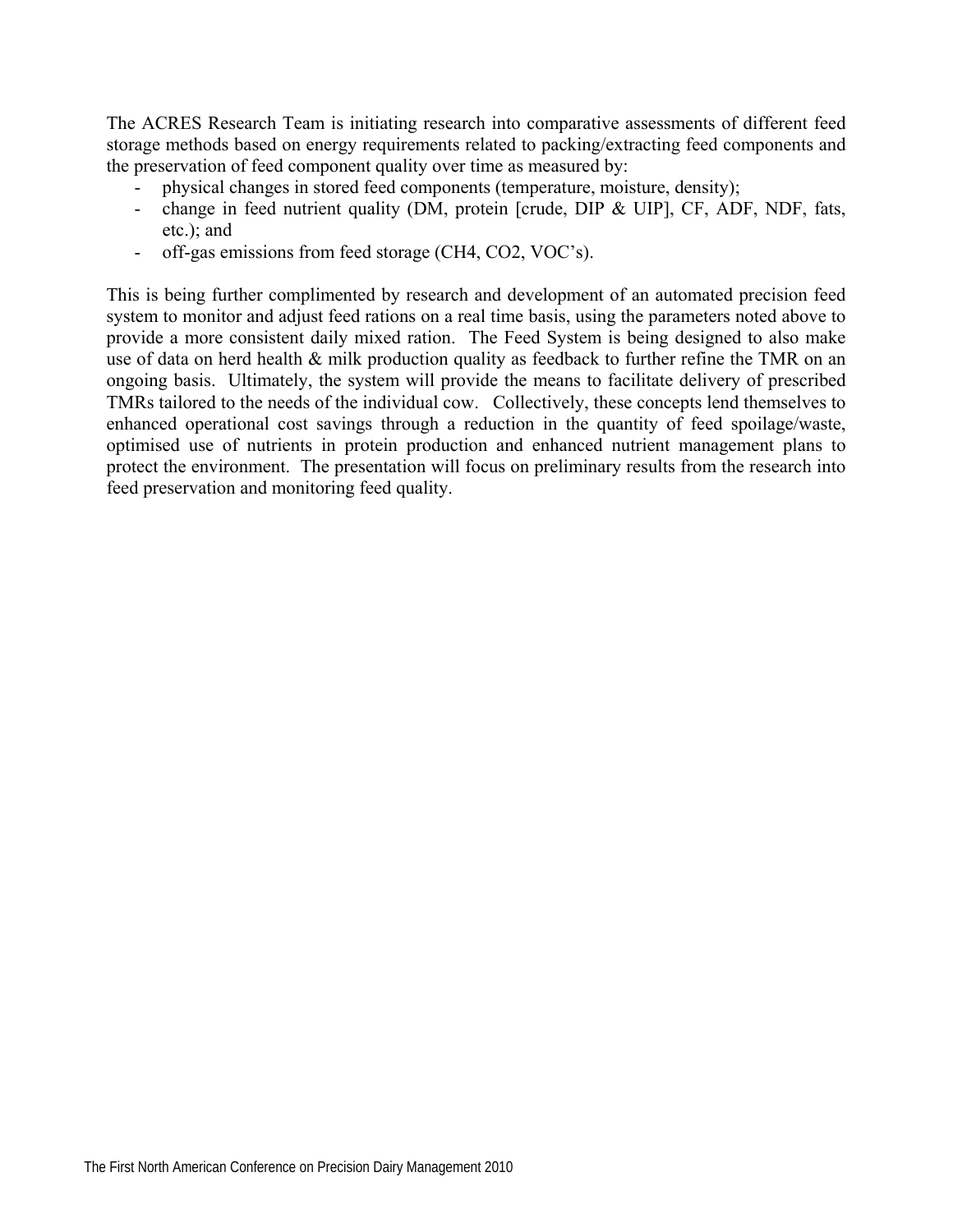The ACRES Research Team is initiating research into comparative assessments of different feed storage methods based on energy requirements related to packing/extracting feed components and the preservation of feed component quality over time as measured by:

- physical changes in stored feed components (temperature, moisture, density);
- change in feed nutrient quality (DM, protein [crude, DIP & UIP], CF, ADF, NDF, fats, etc.); and
- off-gas emissions from feed storage ($CH_4$, $CO_2$, VOC's).

This is being further complimented by research and development of an automated precision feed system to monitor and adjust feed rations on a real time basis, using the parameters noted above to provide a more consistent daily mixed ration. The Feed System is being designed to also make use of data on herd health & milk production quality as feedback to further refine the TMR on an ongoing basis. Ultimately, the system will provide the means to facilitate delivery of prescribed TMRs tailored to the needs of the individual cow. Collectively, these concepts lend themselves to enhanced operational cost savings through a reduction in the quantity of feed spoilage/waste, optimised use of nutrients in protein production and enhanced nutrient management plans to protect the environment. The presentation will focus on preliminary results from the research into feed preservation and monitoring feed quality.